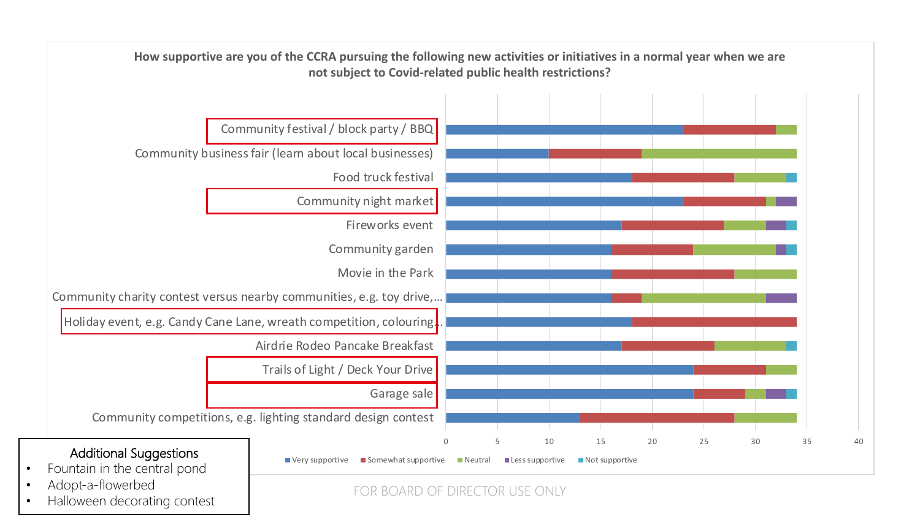## How supportive are you of the CCRA pursuing the following new activities or initiatives in a normal year when we are not subject to Covid-related public health restrictions?

| Activity | Very supportive | Somewhat supportive | Neutral | Less supportive | Not supportive |
|---|---|---|---|---|---|
| Community festival / block party / BBQ | 23 | 9 | 2 | | |
| Community business fair (learn about local businesses) | 10 | 9 | 15 | | |
| Food truck festival | 18 | 10 | 5 | | 1 |
| Community night market | 23 | 8 | 1 | 2 | |
| Fireworks event | 17 | 10 | 4 | 2 | 1 |
| Community garden | 16 | 8 | 8 | 1 | 1 |
| Movie in the Park | 16 | 12 | 6 | | |
| Community charity contest versus nearby communities, e.g. toy drive,… | 16 | 3 | 12 | 3 | |
| Holiday event, e.g. Candy Cane Lane, wreath competition, colouring… | 18 | 16 | | | |
| Airdrie Rodeo Pancake Breakfast | 17 | 9 | 7 | | 1 |
| Trails of Light / Deck Your Drive | 24 | 7 | 3 | | |
| Garage sale | 24 | 5 | 2 | 2 | 1 |
| Community competitions, e.g. lighting standard design contest | 13 | 15 | 6 | | |

**Additional Suggestions**

- Fountain in the central pond
- Adopt-a-flowerbed
- Halloween decorating contest

FOR BOARD OF DIRECTOR USE ONLY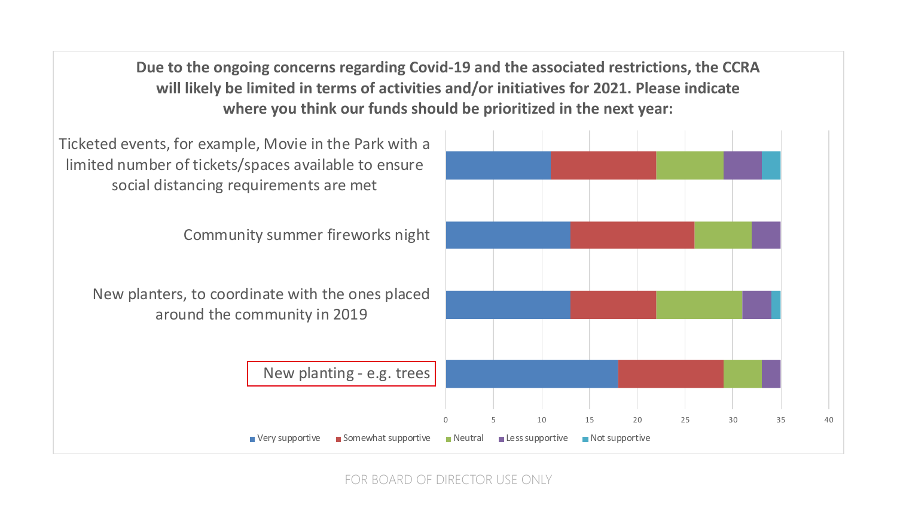**Due to the ongoing concerns regarding Covid-19 and the associated restrictions, the CCRA will likely be limited in terms of activities and/or initiatives for 2021. Please indicate where you think our funds should be prioritized in the next year:**

Ticketed events, for example, Movie in the Park with a limited number of tickets/spaces available to ensure social distancing requirements are met

Community summer fireworks night

New planters, to coordinate with the ones placed around the community in 2019

New planting - e.g. trees

0 5 10 15 20 25 30 35 40

Very supportive
Somewhat supportive
Neutral
Less supportive
Not supportive

FOR BOARD OF DIRECTOR USE ONLY